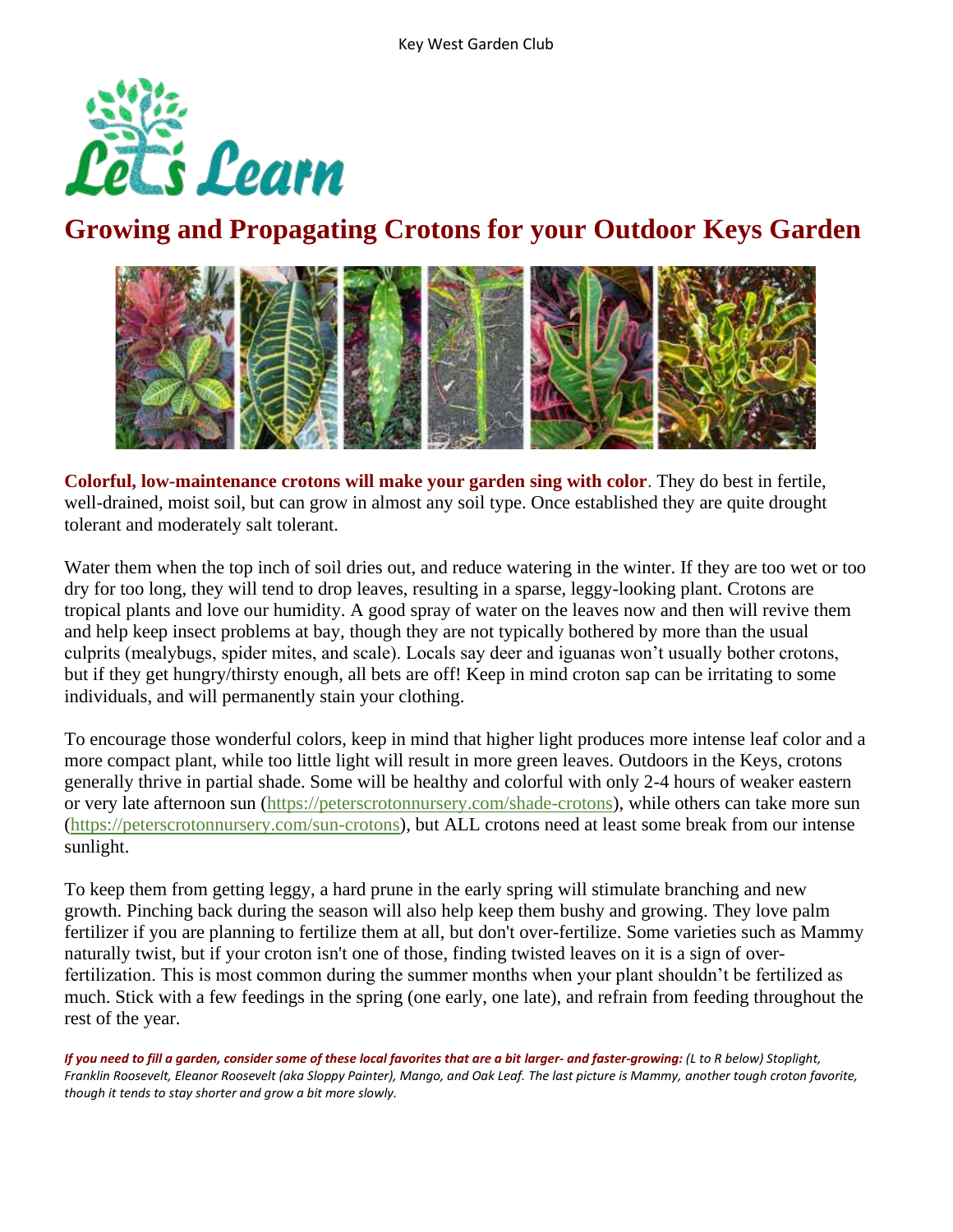# Growing and Propagating Crotons for your Outdoor Keys Garden

**Colorful, low-maintenance crotons will make your garden sing with color**. They do best in fertile, well-drained, moist soil, but can grow in almost any soil type. Once established they are quite drought tolerant and moderately salt tolerant.

Water them when the top inch of soil dries out, and reduce watering in the winter. If they are too wet or too dry for too long, they will tend to drop leaves, resulting in a sparse, leggy-looking plant. Crotons are tropical plants and love our humidity. A good spray of water on the leaves now and then will revive them and help keep insect problems at bay, though they are not typically bothered by more than the usual culprits (mealybugs, spider mites, and scale). Locals say deer and iguanas won't usually bother crotons, but if they get hungry/thirsty enough, all bets are off! Keep in mind croton sap can be irritating to some individuals, and will permanently stain your clothing.

To encourage those wonderful colors, keep in mind that higher light produces more intense leaf color and a more compact plant, while too little light will result in more green leaves. Outdoors in the Keys, crotons generally thrive in partial shade. Some will be healthy and colorful with only 2-4 hours of weaker eastern or very late afternoon sun (https://peterscrotonnursery.com/shade-crotons), while others can take more sun (https://peterscrotonnursery.com/sun-crotons), but ALL crotons need at least some break from our intense sunlight.

To keep them from getting leggy, a hard prune in the early spring will stimulate branching and new growth. Pinching back during the season will also help keep them bushy and growing. They love palm fertilizer if you are planning to fertilize them at all, but don't over-fertilize. Some varieties such as Mammy naturally twist, but if your croton isn't one of those, finding twisted leaves on it is a sign of over-fertilization. This is most common during the summer months when your plant shouldn't be fertilized as much. Stick with a few feedings in the spring (one early, one late), and refrain from feeding throughout the rest of the year.

***If you need to fill a garden, consider some of these local favorites that are a bit larger- and faster-growing:*** *(L to R below) Stoplight, Franklin Roosevelt, Eleanor Roosevelt (aka Sloppy Painter), Mango, and Oak Leaf. The last picture is Mammy, another tough croton favorite, though it tends to stay shorter and grow a bit more slowly.*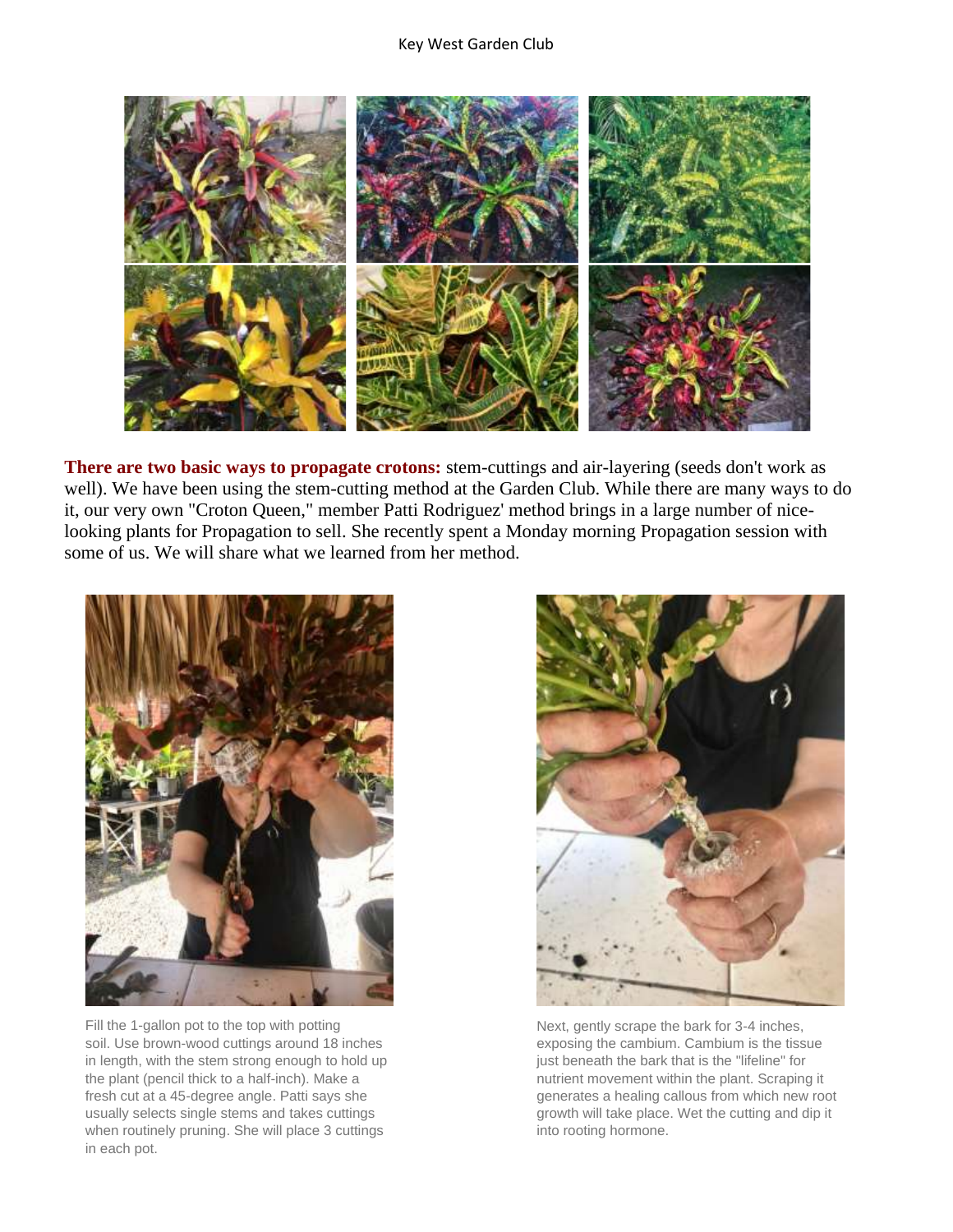**There are two basic ways to propagate crotons:** stem-cuttings and air-layering (seeds don't work as well). We have been using the stem-cutting method at the Garden Club. While there are many ways to do it, our very own "Croton Queen," member Patti Rodriguez' method brings in a large number of nice-looking plants for Propagation to sell. She recently spent a Monday morning Propagation session with some of us. We will share what we learned from her method.

Fill the 1-gallon pot to the top with potting soil. Use brown-wood cuttings around 18 inches in length, with the stem strong enough to hold up the plant (pencil thick to a half-inch). Make a fresh cut at a 45-degree angle. Patti says she usually selects single stems and takes cuttings when routinely pruning. She will place 3 cuttings in each pot.

Next, gently scrape the bark for 3-4 inches, exposing the cambium. Cambium is the tissue just beneath the bark that is the "lifeline" for nutrient movement within the plant. Scraping it generates a healing callous from which new root growth will take place. Wet the cutting and dip it into rooting hormone.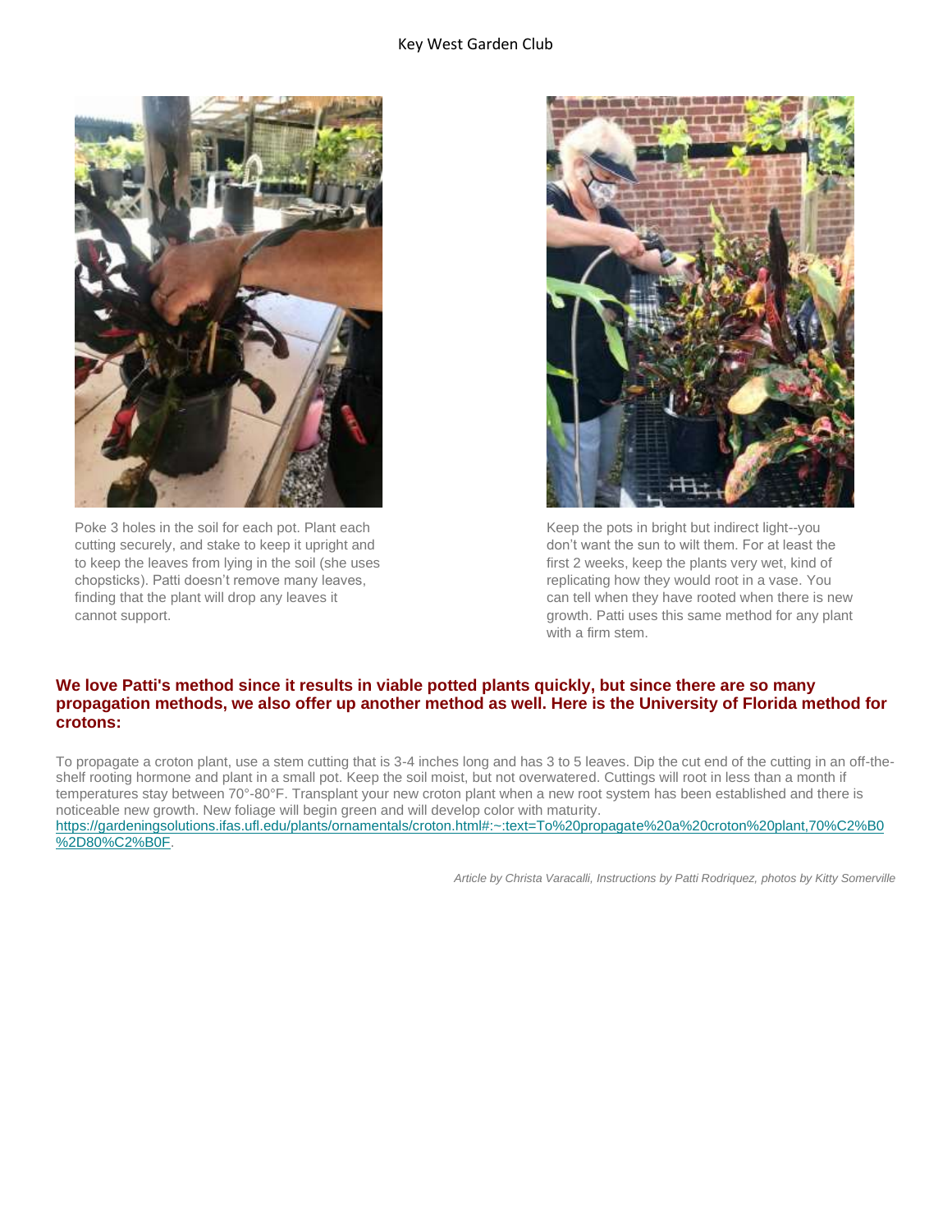Poke 3 holes in the soil for each pot. Plant each cutting securely, and stake to keep it upright and to keep the leaves from lying in the soil (she uses chopsticks). Patti doesn't remove many leaves, finding that the plant will drop any leaves it cannot support.

Keep the pots in bright but indirect light--you don't want the sun to wilt them. For at least the first 2 weeks, keep the plants very wet, kind of replicating how they would root in a vase. You can tell when they have rooted when there is new growth. Patti uses this same method for any plant with a firm stem.

**We love Patti's method since it results in viable potted plants quickly, but since there are so many propagation methods, we also offer up another method as well. Here is the University of Florida method for crotons:**

To propagate a croton plant, use a stem cutting that is 3-4 inches long and has 3 to 5 leaves. Dip the cut end of the cutting in an off-the-shelf rooting hormone and plant in a small pot. Keep the soil moist, but not overwatered. Cuttings will root in less than a month if temperatures stay between 70°-80°F. Transplant your new croton plant when a new root system has been established and there is noticeable new growth. New foliage will begin green and will develop color with maturity. https://gardeningsolutions.ifas.ufl.edu/plants/ornamentals/croton.html#:~:text=To%20propagate%20a%20croton%20plant,70%C2%B0%2D80%C2%B0F.

*Article by Christa Varacalli, Instructions by Patti Rodriquez, photos by Kitty Somerville*